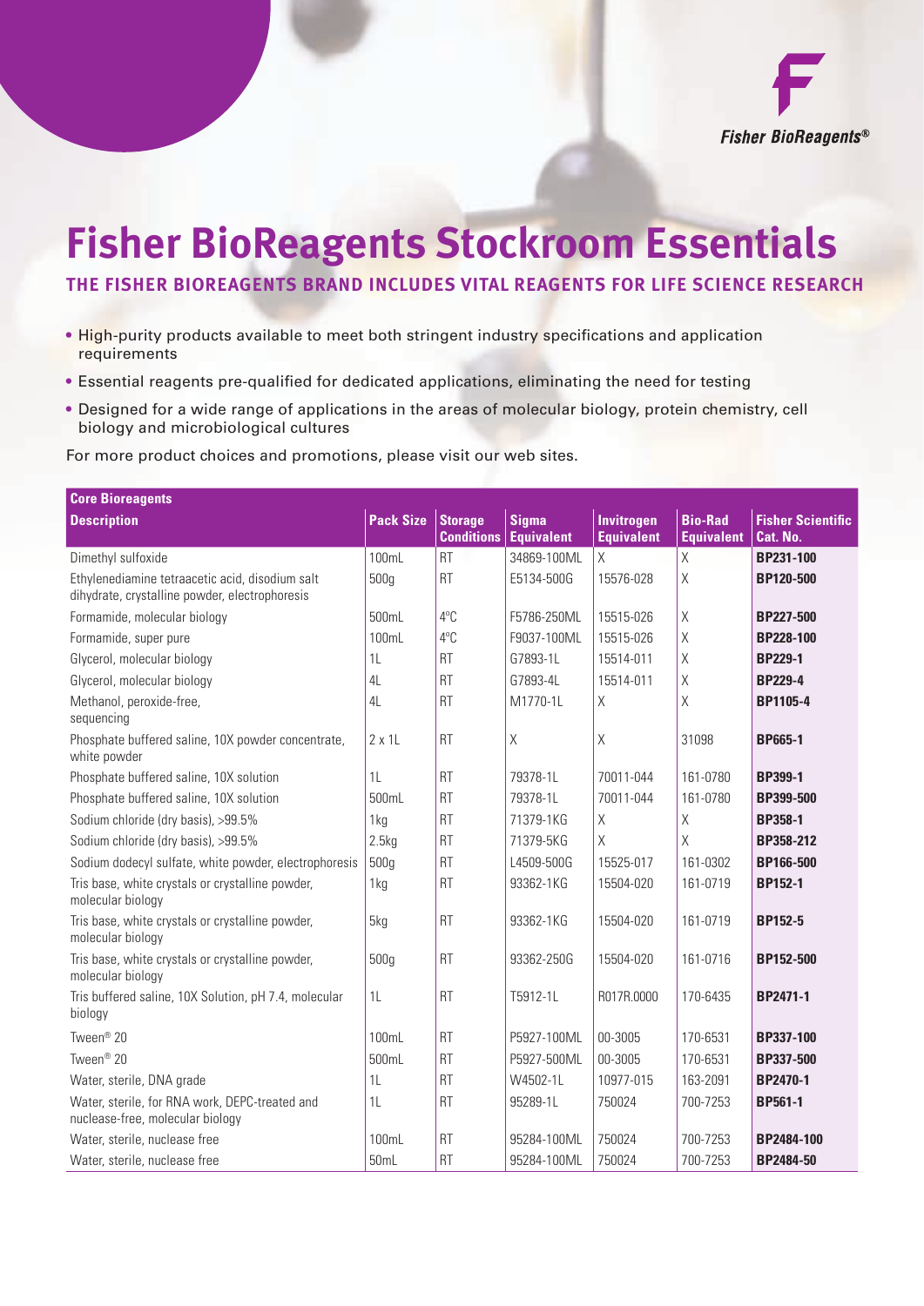Fisher BioReagents®

# Fisher BioReagents Stockroom Essentials

## THE FISHER BIOREAGENTS BRAND INCLUDES VITAL REAGENTS FOR LIFE SCIENCE RESEARCH

- High-purity products available to meet both stringent industry specifications and application requirements
- Essential reagents pre-qualified for dedicated applications, eliminating the need for testing
- Designed for a wide range of applications in the areas of molecular biology, protein chemistry, cell biology and microbiological cultures

For more product choices and promotions, please visit our web sites.

**Core Bioreagents**

| Description | Pack Size | Storage Conditions | Sigma Equivalent | Invitrogen Equivalent | Bio-Rad Equivalent | Fisher Scientific Cat. No. |
|---|---|---|---|---|---|---|
| Dimethyl sulfoxide | 100mL | RT | 34869-100ML | X | X | **BP231-100** |
| Ethylenediamine tetraacetic acid, disodium salt dihydrate, crystalline powder, electrophoresis | 500g | RT | E5134-500G | 15576-028 | X | **BP120-500** |
| Formamide, molecular biology | 500mL | 4°C | F5786-250ML | 15515-026 | X | **BP227-500** |
| Formamide, super pure | 100mL | 4°C | F9037-100ML | 15515-026 | X | **BP228-100** |
| Glycerol, molecular biology | 1L | RT | G7893-1L | 15514-011 | X | **BP229-1** |
| Glycerol, molecular biology | 4L | RT | G7893-4L | 15514-011 | X | **BP229-4** |
| Methanol, peroxide-free, sequencing | 4L | RT | M1770-1L | X | X | **BP1105-4** |
| Phosphate buffered saline, 10X powder concentrate, white powder | 2 x 1L | RT | X | X | 31098 | **BP665-1** |
| Phosphate buffered saline, 10X solution | 1L | RT | 79378-1L | 70011-044 | 161-0780 | **BP399-1** |
| Phosphate buffered saline, 10X solution | 500mL | RT | 79378-1L | 70011-044 | 161-0780 | **BP399-500** |
| Sodium chloride (dry basis), >99.5% | 1kg | RT | 71379-1KG | X | X | **BP358-1** |
| Sodium chloride (dry basis), >99.5% | 2.5kg | RT | 71379-5KG | X | X | **BP358-212** |
| Sodium dodecyl sulfate, white powder, electrophoresis | 500g | RT | L4509-500G | 15525-017 | 161-0302 | **BP166-500** |
| Tris base, white crystals or crystalline powder, molecular biology | 1kg | RT | 93362-1KG | 15504-020 | 161-0719 | **BP152-1** |
| Tris base, white crystals or crystalline powder, molecular biology | 5kg | RT | 93362-1KG | 15504-020 | 161-0719 | **BP152-5** |
| Tris base, white crystals or crystalline powder, molecular biology | 500g | RT | 93362-250G | 15504-020 | 161-0716 | **BP152-500** |
| Tris buffered saline, 10X Solution, pH 7.4, molecular biology | 1L | RT | T5912-1L | R017R.0000 | 170-6435 | **BP2471-1** |
| Tween® 20 | 100mL | RT | P5927-100ML | 00-3005 | 170-6531 | **BP337-100** |
| Tween® 20 | 500mL | RT | P5927-500ML | 00-3005 | 170-6531 | **BP337-500** |
| Water, sterile, DNA grade | 1L | RT | W4502-1L | 10977-015 | 163-2091 | **BP2470-1** |
| Water, sterile, for RNA work, DEPC-treated and nuclease-free, molecular biology | 1L | RT | 95289-1L | 750024 | 700-7253 | **BP561-1** |
| Water, sterile, nuclease free | 100mL | RT | 95284-100ML | 750024 | 700-7253 | **BP2484-100** |
| Water, sterile, nuclease free | 50mL | RT | 95284-100ML | 750024 | 700-7253 | **BP2484-50** |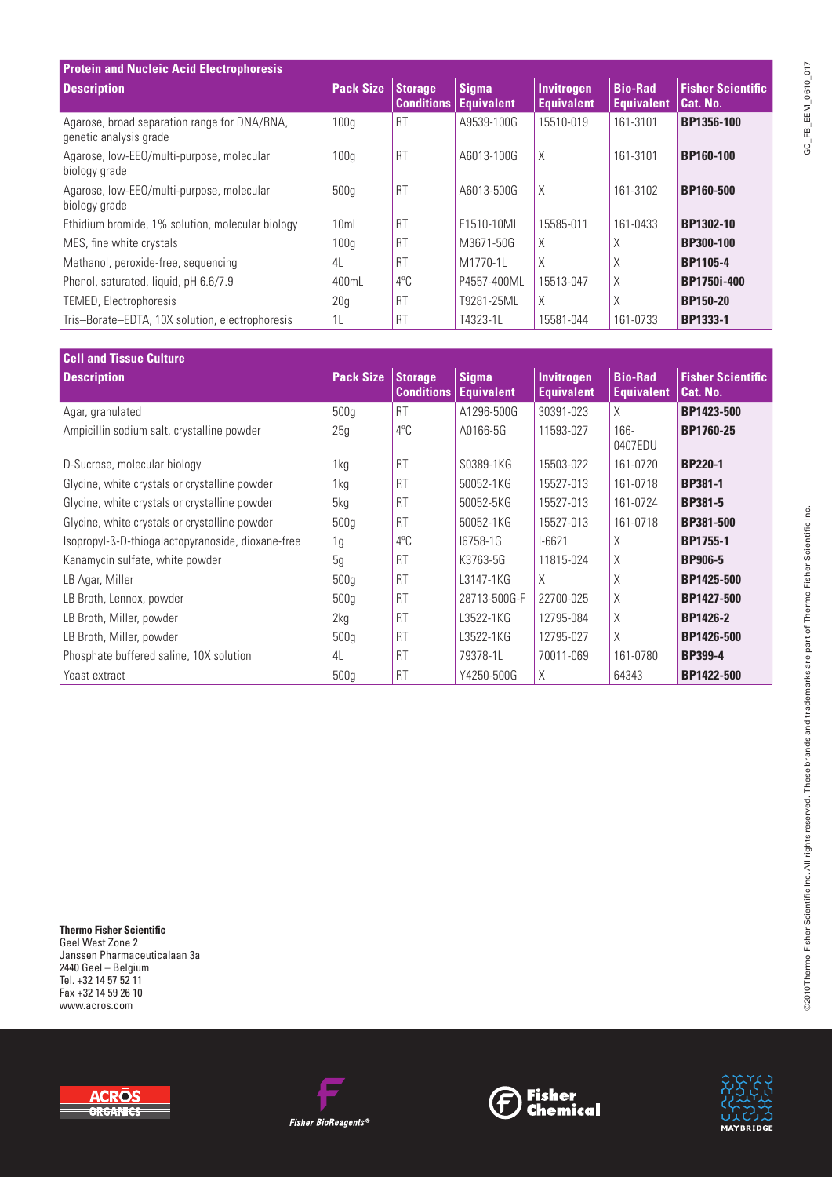## Protein and Nucleic Acid Electrophoresis

| Description | Pack Size | Storage Conditions | Sigma Equivalent | Invitrogen Equivalent | Bio-Rad Equivalent | Fisher Scientific Cat. No. |
|---|---|---|---|---|---|---|
| Agarose, broad separation range for DNA/RNA, genetic analysis grade | 100g | RT | A9539-100G | 15510-019 | 161-3101 | **BP1356-100** |
| Agarose, low-EEO/multi-purpose, molecular biology grade | 100g | RT | A6013-100G | X | 161-3101 | **BP160-100** |
| Agarose, low-EEO/multi-purpose, molecular biology grade | 500g | RT | A6013-500G | X | 161-3102 | **BP160-500** |
| Ethidium bromide, 1% solution, molecular biology | 10mL | RT | E1510-10ML | 15585-011 | 161-0433 | **BP1302-10** |
| MES, fine white crystals | 100g | RT | M3671-50G | X | X | **BP300-100** |
| Methanol, peroxide-free, sequencing | 4L | RT | M1770-1L | X | X | **BP1105-4** |
| Phenol, saturated, liquid, pH 6.6/7.9 | 400mL | 4°C | P4557-400ML | 15513-047 | X | **BP1750i-400** |
| TEMED, Electrophoresis | 20g | RT | T9281-25ML | X | X | **BP150-20** |
| Tris–Borate–EDTA, 10X solution, electrophoresis | 1L | RT | T4323-1L | 15581-044 | 161-0733 | **BP1333-1** |

## Cell and Tissue Culture

| Description | Pack Size | Storage Conditions | Sigma Equivalent | Invitrogen Equivalent | Bio-Rad Equivalent | Fisher Scientific Cat. No. |
|---|---|---|---|---|---|---|
| Agar, granulated | 500g | RT | A1296-500G | 30391-023 | X | **BP1423-500** |
| Ampicillin sodium salt, crystalline powder | 25g | 4°C | A0166-5G | 11593-027 | 166-0407EDU | **BP1760-25** |
| D-Sucrose, molecular biology | 1kg | RT | S0389-1KG | 15503-022 | 161-0720 | **BP220-1** |
| Glycine, white crystals or crystalline powder | 1kg | RT | 50052-1KG | 15527-013 | 161-0718 | **BP381-1** |
| Glycine, white crystals or crystalline powder | 5kg | RT | 50052-5KG | 15527-013 | 161-0724 | **BP381-5** |
| Glycine, white crystals or crystalline powder | 500g | RT | 50052-1KG | 15527-013 | 161-0718 | **BP381-500** |
| Isopropyl-ß-D-thiogalactopyranoside, dioxane-free | 1g | 4°C | I6758-1G | I-6621 | X | **BP1755-1** |
| Kanamycin sulfate, white powder | 5g | RT | K3763-5G | 11815-024 | X | **BP906-5** |
| LB Agar, Miller | 500g | RT | L3147-1KG | X | X | **BP1425-500** |
| LB Broth, Lennox, powder | 500g | RT | 28713-500G-F | 22700-025 | X | **BP1427-500** |
| LB Broth, Miller, powder | 2kg | RT | L3522-1KG | 12795-084 | X | **BP1426-2** |
| LB Broth, Miller, powder | 500g | RT | L3522-1KG | 12795-027 | X | **BP1426-500** |
| Phosphate buffered saline, 10X solution | 4L | RT | 79378-1L | 70011-069 | 161-0780 | **BP399-4** |
| Yeast extract | 500g | RT | Y4250-500G | X | 64343 | **BP1422-500** |

**Thermo Fisher Scientific**
Geel West Zone 2
Janssen Pharmaceuticalaan 3a
2440 Geel – Belgium
Tel. +32 14 57 52 11
Fax +32 14 59 26 10
www.acros.com

©2010 Thermo Fisher Scientific Inc. All rights reserved. These brands and trademarks are part of Thermo Fisher Scientific Inc.

GC_FB_EEM_0610_017

ACROS ORGANICS

Fisher BioReagents®

Fisher Chemical

MAYBRIDGE